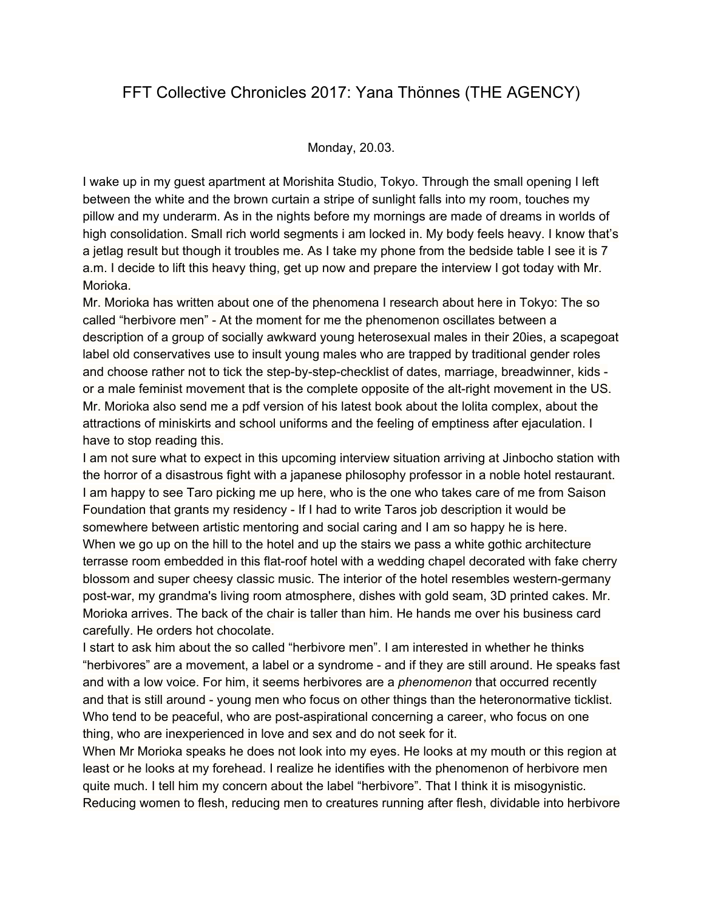# FFT Collective Chronicles 2017: Yana Thönnes (THE AGENCY)

Monday, 20.03.

I wake up in my guest apartment at Morishita Studio, Tokyo. Through the small opening I left between the white and the brown curtain a stripe of sunlight falls into my room, touches my pillow and my underarm. As in the nights before my mornings are made of dreams in worlds of high consolidation. Small rich world segments i am locked in. My body feels heavy. I know that's a jetlag result but though it troubles me. As I take my phone from the bedside table I see it is 7 a.m. I decide to lift this heavy thing, get up now and prepare the interview I got today with Mr. Morioka.

Mr. Morioka has written about one of the phenomena I research about here in Tokyo: The so called "herbivore men" - At the moment for me the phenomenon oscillates between a description of a group of socially awkward young heterosexual males in their 20ies, a scapegoat label old conservatives use to insult young males who are trapped by traditional gender roles and choose rather not to tick the step-by-step-checklist of dates, marriage, breadwinner, kids - or a male feminist movement that is the complete opposite of the alt-right movement in the US. Mr. Morioka also send me a pdf version of his latest book about the lolita complex, about the attractions of miniskirts and school uniforms and the feeling of emptiness after ejaculation. I have to stop reading this.

I am not sure what to expect in this upcoming interview situation arriving at Jinbocho station with the horror of a disastrous fight with a japanese philosophy professor in a noble hotel restaurant. I am happy to see Taro picking me up here, who is the one who takes care of me from Saison Foundation that grants my residency - If I had to write Taros job description it would be somewhere between artistic mentoring and social caring and I am so happy he is here.

When we go up on the hill to the hotel and up the stairs we pass a white gothic architecture terrasse room embedded in this flat-roof hotel with a wedding chapel decorated with fake cherry blossom and super cheesy classic music. The interior of the hotel resembles western-germany post-war, my grandma's living room atmosphere, dishes with gold seam, 3D printed cakes. Mr. Morioka arrives. The back of the chair is taller than him. He hands me over his business card carefully. He orders hot chocolate.

I start to ask him about the so called "herbivore men". I am interested in whether he thinks "herbivores" are a movement, a label or a syndrome - and if they are still around. He speaks fast and with a low voice. For him, it seems herbivores are a *phenomenon* that occurred recently and that is still around - young men who focus on other things than the heteronormative ticklist. Who tend to be peaceful, who are post-aspirational concerning a career, who focus on one thing, who are inexperienced in love and sex and do not seek for it.

When Mr Morioka speaks he does not look into my eyes. He looks at my mouth or this region at least or he looks at my forehead. I realize he identifies with the phenomenon of herbivore men quite much. I tell him my concern about the label "herbivore". That I think it is misogynistic. Reducing women to flesh, reducing men to creatures running after flesh, dividable into herbivore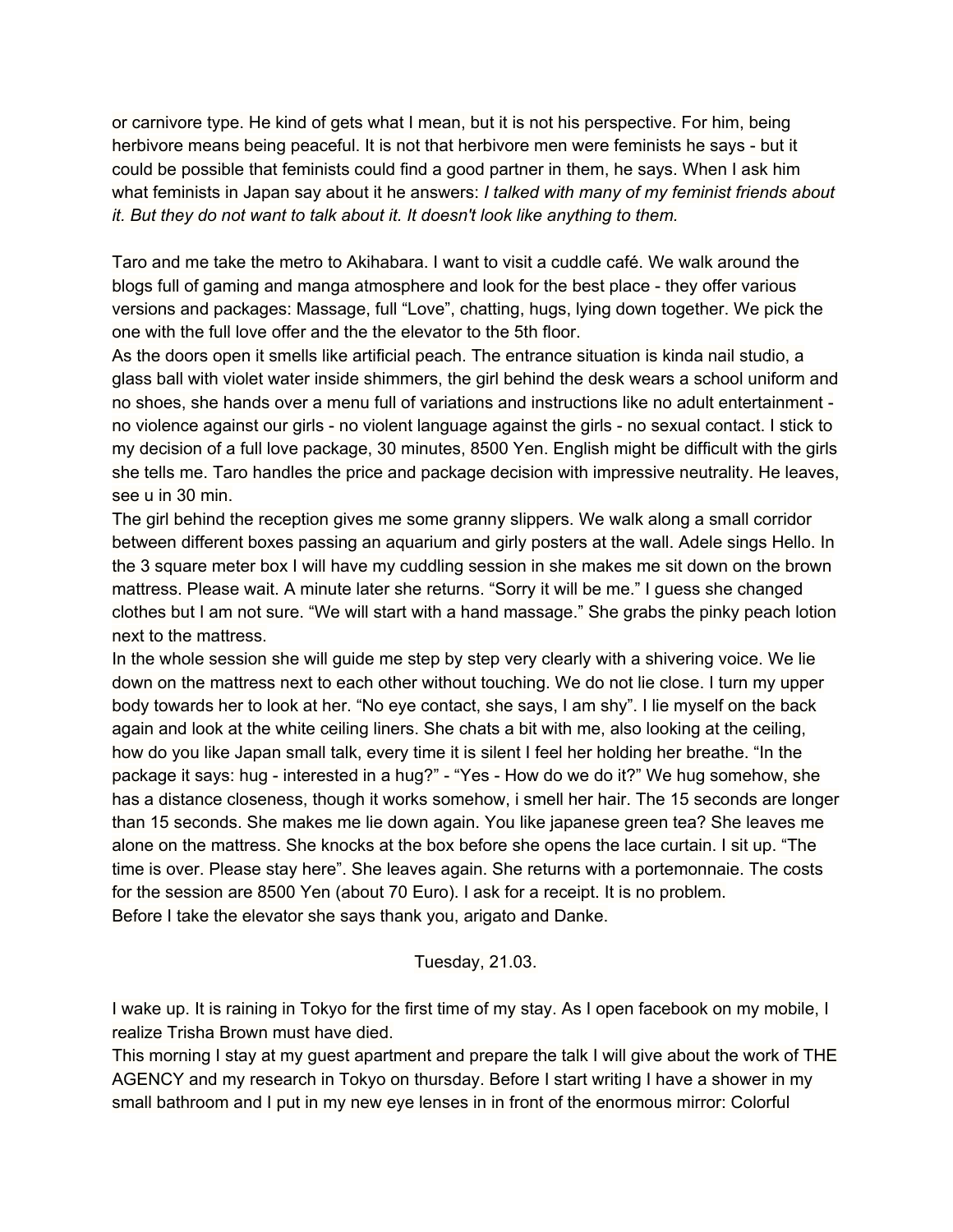or carnivore type. He kind of gets what I mean, but it is not his perspective. For him, being herbivore means being peaceful. It is not that herbivore men were feminists he says - but it could be possible that feminists could find a good partner in them, he says. When I ask him what feminists in Japan say about it he answers: *I talked with many of my feminist friends about it. But they do not want to talk about it. It doesn't look like anything to them.*

Taro and me take the metro to Akihabara. I want to visit a cuddle café. We walk around the blogs full of gaming and manga atmosphere and look for the best place - they offer various versions and packages: Massage, full “Love”, chatting, hugs, lying down together. We pick the one with the full love offer and the the elevator to the 5th floor.
As the doors open it smells like artificial peach. The entrance situation is kinda nail studio, a glass ball with violet water inside shimmers, the girl behind the desk wears a school uniform and no shoes, she hands over a menu full of variations and instructions like no adult entertainment - no violence against our girls - no violent language against the girls - no sexual contact. I stick to my decision of a full love package, 30 minutes, 8500 Yen. English might be difficult with the girls she tells me. Taro handles the price and package decision with impressive neutrality. He leaves, see u in 30 min.
The girl behind the reception gives me some granny slippers. We walk along a small corridor between different boxes passing an aquarium and girly posters at the wall. Adele sings Hello. In the 3 square meter box I will have my cuddling session in she makes me sit down on the brown mattress. Please wait. A minute later she returns. “Sorry it will be me.” I guess she changed clothes but I am not sure. “We will start with a hand massage.” She grabs the pinky peach lotion next to the mattress.
In the whole session she will guide me step by step very clearly with a shivering voice. We lie down on the mattress next to each other without touching. We do not lie close. I turn my upper body towards her to look at her. “No eye contact, she says, I am shy”. I lie myself on the back again and look at the white ceiling liners. She chats a bit with me, also looking at the ceiling, how do you like Japan small talk, every time it is silent I feel her holding her breathe. “In the package it says: hug - interested in a hug?” - “Yes - How do we do it?” We hug somehow, she has a distance closeness, though it works somehow, i smell her hair. The 15 seconds are longer than 15 seconds. She makes me lie down again. You like japanese green tea? She leaves me alone on the mattress. She knocks at the box before she opens the lace curtain. I sit up. “The time is over. Please stay here”. She leaves again. She returns with a portemonnaie. The costs for the session are 8500 Yen (about 70 Euro). I ask for a receipt. It is no problem.
Before I take the elevator she says thank you, arigato and Danke.

Tuesday, 21.03.

I wake up. It is raining in Tokyo for the first time of my stay. As I open facebook on my mobile, I realize Trisha Brown must have died.
This morning I stay at my guest apartment and prepare the talk I will give about the work of THE AGENCY and my research in Tokyo on thursday. Before I start writing I have a shower in my small bathroom and I put in my new eye lenses in in front of the enormous mirror: Colorful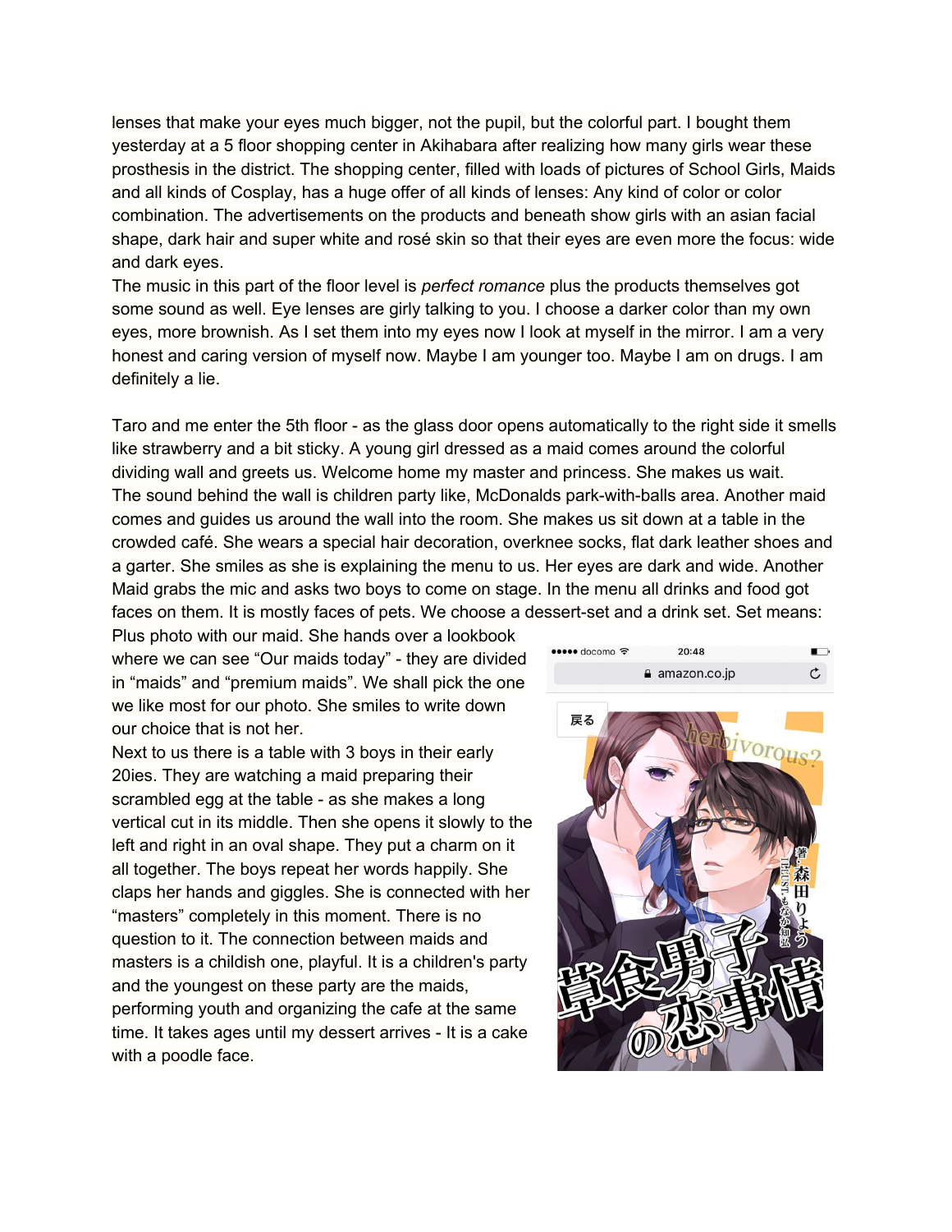lenses that make your eyes much bigger, not the pupil, but the colorful part. I bought them yesterday at a 5 floor shopping center in Akihabara after realizing how many girls wear these prosthesis in the district. The shopping center, filled with loads of pictures of School Girls, Maids and all kinds of Cosplay, has a huge offer of all kinds of lenses: Any kind of color or color combination. The advertisements on the products and beneath show girls with an asian facial shape, dark hair and super white and rosé skin so that their eyes are even more the focus: wide and dark eyes.
The music in this part of the floor level is *perfect romance* plus the products themselves got some sound as well. Eye lenses are girly talking to you. I choose a darker color than my own eyes, more brownish. As I set them into my eyes now I look at myself in the mirror. I am a very honest and caring version of myself now. Maybe I am younger too. Maybe I am on drugs. I am definitely a lie.

Taro and me enter the 5th floor - as the glass door opens automatically to the right side it smells like strawberry and a bit sticky. A young girl dressed as a maid comes around the colorful dividing wall and greets us. Welcome home my master and princess. She makes us wait.
The sound behind the wall is children party like, McDonalds park-with-balls area. Another maid comes and guides us around the wall into the room. She makes us sit down at a table in the crowded café. She wears a special hair decoration, overknee socks, flat dark leather shoes and a garter. She smiles as she is explaining the menu to us. Her eyes are dark and wide. Another Maid grabs the mic and asks two boys to come on stage. In the menu all drinks and food got faces on them. It is mostly faces of pets. We choose a dessert-set and a drink set. Set means: Plus photo with our maid. She hands over a lookbook where we can see “Our maids today” - they are divided in “maids” and “premium maids”. We shall pick the one we like most for our photo. She smiles to write down our choice that is not her.
Next to us there is a table with 3 boys in their early 20ies. They are watching a maid preparing their scrambled egg at the table - as she makes a long vertical cut in its middle. Then she opens it slowly to the left and right in an oval shape. They put a charm on it all together. The boys repeat her words happily. She claps her hands and giggles. She is connected with her “masters” completely in this moment. There is no question to it. The connection between maids and masters is a childish one, playful. It is a children's party and the youngest on these party are the maids, performing youth and organizing the cafe at the same time. It takes ages until my dessert arrives - It is a cake with a poodle face.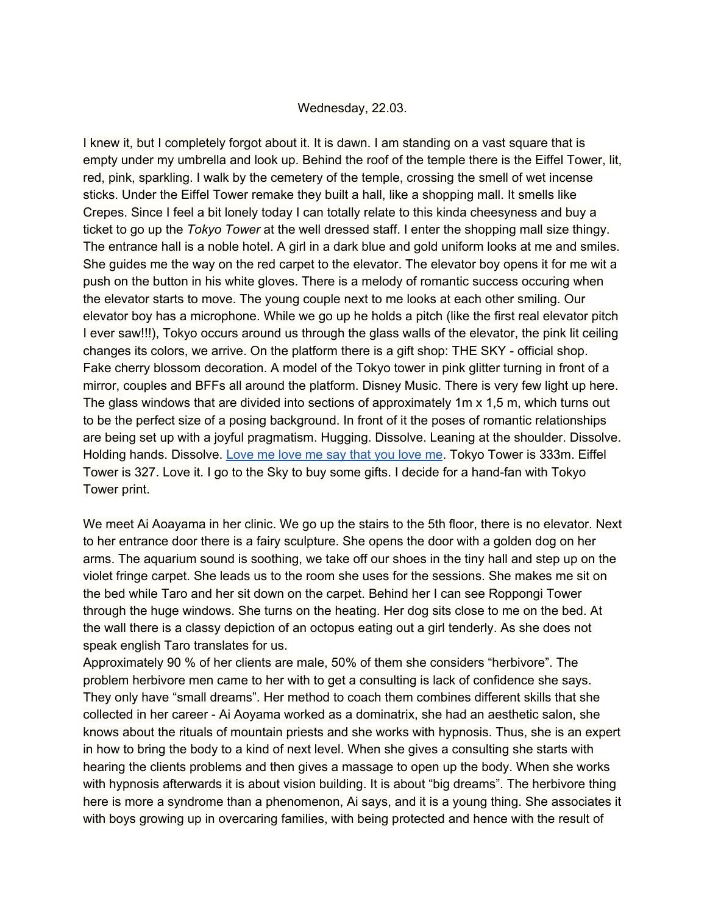Wednesday, 22.03.

I knew it, but I completely forgot about it. It is dawn. I am standing on a vast square that is empty under my umbrella and look up. Behind the roof of the temple there is the Eiffel Tower, lit, red, pink, sparkling. I walk by the cemetery of the temple, crossing the smell of wet incense sticks. Under the Eiffel Tower remake they built a hall, like a shopping mall. It smells like Crepes. Since I feel a bit lonely today I can totally relate to this kinda cheesyness and buy a ticket to go up the *Tokyo Tower* at the well dressed staff. I enter the shopping mall size thingy. The entrance hall is a noble hotel. A girl in a dark blue and gold uniform looks at me and smiles. She guides me the way on the red carpet to the elevator. The elevator boy opens it for me wit a push on the button in his white gloves. There is a melody of romantic success occuring when the elevator starts to move. The young couple next to me looks at each other smiling. Our elevator boy has a microphone. While we go up he holds a pitch (like the first real elevator pitch I ever saw!!!), Tokyo occurs around us through the glass walls of the elevator, the pink lit ceiling changes its colors, we arrive. On the platform there is a gift shop: THE SKY - official shop. Fake cherry blossom decoration. A model of the Tokyo tower in pink glitter turning in front of a mirror, couples and BFFs all around the platform. Disney Music. There is very few light up here. The glass windows that are divided into sections of approximately 1m x 1,5 m, which turns out to be the perfect size of a posing background. In front of it the poses of romantic relationships are being set up with a joyful pragmatism. Hugging. Dissolve. Leaning at the shoulder. Dissolve. Holding hands. Dissolve. Love me love me say that you love me. Tokyo Tower is 333m. Eiffel Tower is 327. Love it. I go to the Sky to buy some gifts. I decide for a hand-fan with Tokyo Tower print.

We meet Ai Aoayama in her clinic. We go up the stairs to the 5th floor, there is no elevator. Next to her entrance door there is a fairy sculpture. She opens the door with a golden dog on her arms. The aquarium sound is soothing, we take off our shoes in the tiny hall and step up on the violet fringe carpet. She leads us to the room she uses for the sessions. She makes me sit on the bed while Taro and her sit down on the carpet. Behind her I can see Roppongi Tower through the huge windows. She turns on the heating. Her dog sits close to me on the bed. At the wall there is a classy depiction of an octopus eating out a girl tenderly. As she does not speak english Taro translates for us.
Approximately 90 % of her clients are male, 50% of them she considers "herbivore". The problem herbivore men came to her with to get a consulting is lack of confidence she says. They only have "small dreams". Her method to coach them combines different skills that she collected in her career - Ai Aoyama worked as a dominatrix, she had an aesthetic salon, she knows about the rituals of mountain priests and she works with hypnosis. Thus, she is an expert in how to bring the body to a kind of next level. When she gives a consulting she starts with hearing the clients problems and then gives a massage to open up the body. When she works with hypnosis afterwards it is about vision building. It is about "big dreams". The herbivore thing here is more a syndrome than a phenomenon, Ai says, and it is a young thing. She associates it with boys growing up in overcaring families, with being protected and hence with the result of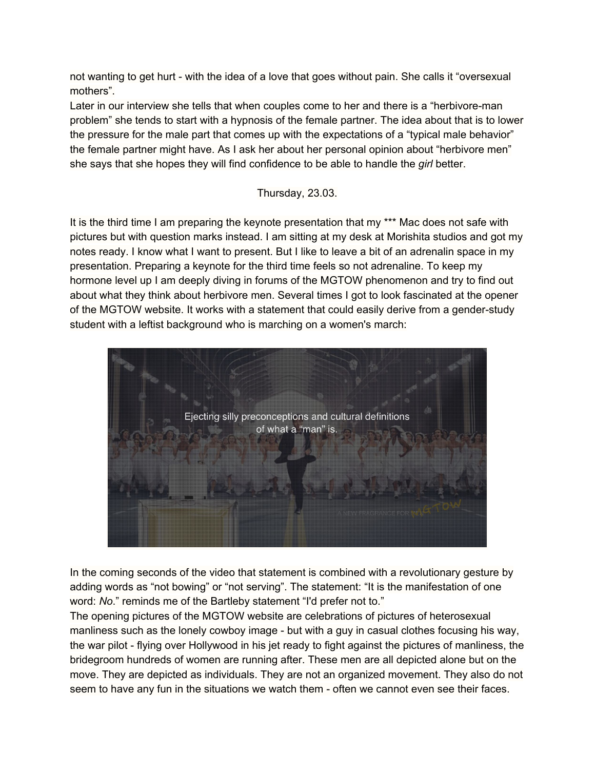not wanting to get hurt - with the idea of a love that goes without pain. She calls it "oversexual mothers".

Later in our interview she tells that when couples come to her and there is a "herbivore-man problem" she tends to start with a hypnosis of the female partner. The idea about that is to lower the pressure for the male part that comes up with the expectations of a "typical male behavior" the female partner might have. As I ask her about her personal opinion about "herbivore men" she says that she hopes they will find confidence to be able to handle the *girl* better.

Thursday, 23.03.

It is the third time I am preparing the keynote presentation that my *** Mac does not safe with pictures but with question marks instead. I am sitting at my desk at Morishita studios and got my notes ready. I know what I want to present. But I like to leave a bit of an adrenalin space in my presentation. Preparing a keynote for the third time feels so not adrenaline. To keep my hormone level up I am deeply diving in forums of the MGTOW phenomenon and try to find out about what they think about herbivore men. Several times I got to look fascinated at the opener of the MGTOW website. It works with a statement that could easily derive from a gender-study student with a leftist background who is marching on a women's march:

In the coming seconds of the video that statement is combined with a revolutionary gesture by adding words as "not bowing" or "not serving". The statement: "It is the manifestation of one word: *No.*" reminds me of the Bartleby statement "I'd prefer not to."

The opening pictures of the MGTOW website are celebrations of pictures of heterosexual manliness such as the lonely cowboy image - but with a guy in casual clothes focusing his way, the war pilot - flying over Hollywood in his jet ready to fight against the pictures of manliness, the bridegroom hundreds of women are running after. These men are all depicted alone but on the move. They are depicted as individuals. They are not an organized movement. They also do not seem to have any fun in the situations we watch them - often we cannot even see their faces.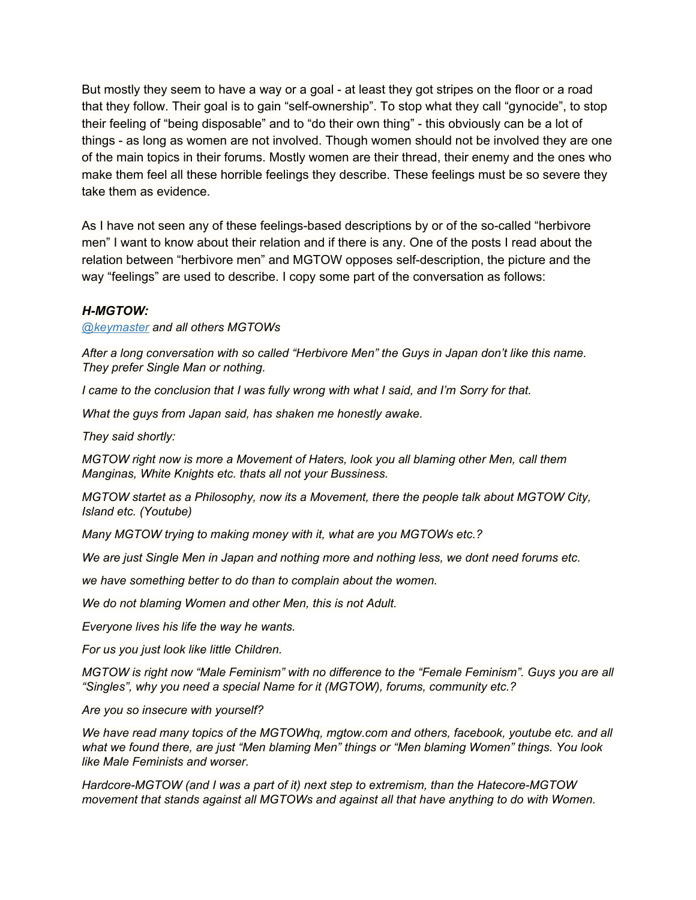But mostly they seem to have a way or a goal - at least they got stripes on the floor or a road that they follow. Their goal is to gain “self-ownership”. To stop what they call “gynocide”, to stop their feeling of “being disposable” and to “do their own thing” - this obviously can be a lot of things - as long as women are not involved. Though women should not be involved they are one of the main topics in their forums. Mostly women are their thread, their enemy and the ones who make them feel all these horrible feelings they describe. These feelings must be so severe they take them as evidence.

As I have not seen any of these feelings-based descriptions by or of the so-called “herbivore men” I want to know about their relation and if there is any. One of the posts I read about the relation between “herbivore men” and MGTOW opposes self-description, the picture and the way “feelings” are used to describe. I copy some part of the conversation as follows:

***H-MGTOW:***

*@keymaster and all others MGTOWs*

*After a long conversation with so called “Herbivore Men” the Guys in Japan don’t like this name. They prefer Single Man or nothing.*

*I came to the conclusion that I was fully wrong with what I said, and I’m Sorry for that.*

*What the guys from Japan said, has shaken me honestly awake.*

*They said shortly:*

*MGTOW right now is more a Movement of Haters, look you all blaming other Men, call them Manginas, White Knights etc. thats all not your Bussiness.*

*MGTOW startet as a Philosophy, now its a Movement, there the people talk about MGTOW City, Island etc. (Youtube)*

*Many MGTOW trying to making money with it, what are you MGTOWs etc.?*

*We are just Single Men in Japan and nothing more and nothing less, we dont need forums etc.*

*we have something better to do than to complain about the women.*

*We do not blaming Women and other Men, this is not Adult.*

*Everyone lives his life the way he wants.*

*For us you just look like little Children.*

*MGTOW is right now “Male Feminism” with no difference to the “Female Feminism”. Guys you are all “Singles”, why you need a special Name for it (MGTOW), forums, community etc.?*

*Are you so insecure with yourself?*

*We have read many topics of the MGTOWhq, mgtow.com and others, facebook, youtube etc. and all what we found there, are just “Men blaming Men” things or “Men blaming Women” things. You look like Male Feminists and worser.*

*Hardcore-MGTOW (and I was a part of it) next step to extremism, than the Hatecore-MGTOW movement that stands against all MGTOWs and against all that have anything to do with Women.*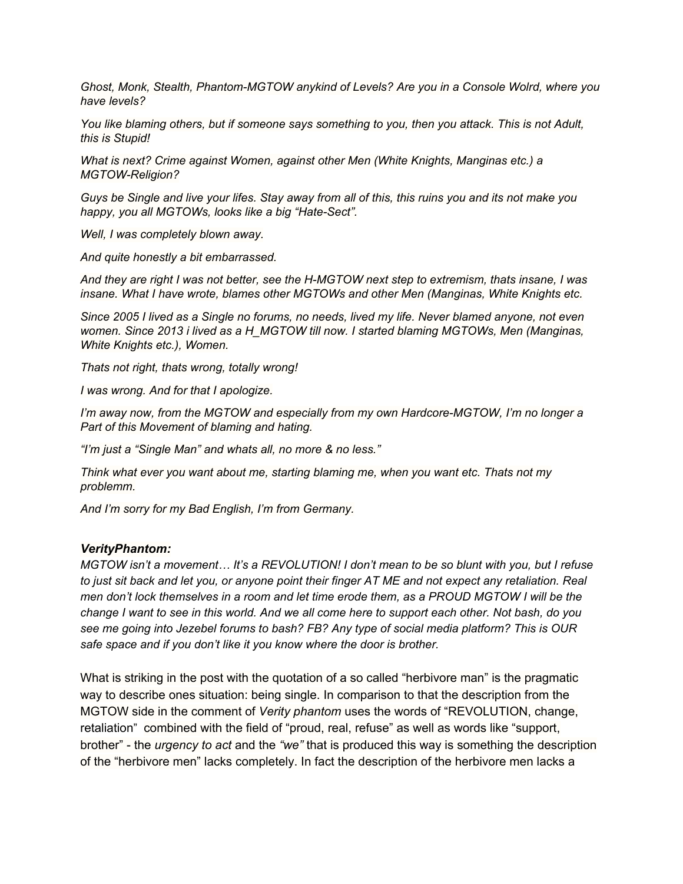*Ghost, Monk, Stealth, Phantom-MGTOW anykind of Levels? Are you in a Console Wolrd, where you have levels?*

*You like blaming others, but if someone says something to you, then you attack. This is not Adult, this is Stupid!*

*What is next? Crime against Women, against other Men (White Knights, Manginas etc.) a MGTOW-Religion?*

*Guys be Single and live your lifes. Stay away from all of this, this ruins you and its not make you happy, you all MGTOWs, looks like a big "Hate-Sect".*

*Well, I was completely blown away.*

*And quite honestly a bit embarrassed.*

*And they are right I was not better, see the H-MGTOW next step to extremism, thats insane, I was insane. What I have wrote, blames other MGTOWs and other Men (Manginas, White Knights etc.*

*Since 2005 I lived as a Single no forums, no needs, lived my life. Never blamed anyone, not even women. Since 2013 i lived as a H_MGTOW till now. I started blaming MGTOWs, Men (Manginas, White Knights etc.), Women.*

*Thats not right, thats wrong, totally wrong!*

*I was wrong. And for that I apologize.*

*I'm away now, from the MGTOW and especially from my own Hardcore-MGTOW, I'm no longer a Part of this Movement of blaming and hating.*

*"I'm just a "Single Man" and whats all, no more & no less."*

*Think what ever you want about me, starting blaming me, when you want etc. Thats not my problemm.*

*And I'm sorry for my Bad English, I'm from Germany.*

***VerityPhantom:***
*MGTOW isn't a movement… It's a REVOLUTION! I don't mean to be so blunt with you, but I refuse to just sit back and let you, or anyone point their finger AT ME and not expect any retaliation. Real men don't lock themselves in a room and let time erode them, as a PROUD MGTOW I will be the change I want to see in this world. And we all come here to support each other. Not bash, do you see me going into Jezebel forums to bash? FB? Any type of social media platform? This is OUR safe space and if you don't like it you know where the door is brother.*

What is striking in the post with the quotation of a so called "herbivore man" is the pragmatic way to describe ones situation: being single. In comparison to that the description from the MGTOW side in the comment of *Verity phantom* uses the words of "REVOLUTION, change, retaliation" combined with the field of "proud, real, refuse" as well as words like "support, brother" - the *urgency to act* and the *"we"* that is produced this way is something the description of the "herbivore men" lacks completely. In fact the description of the herbivore men lacks a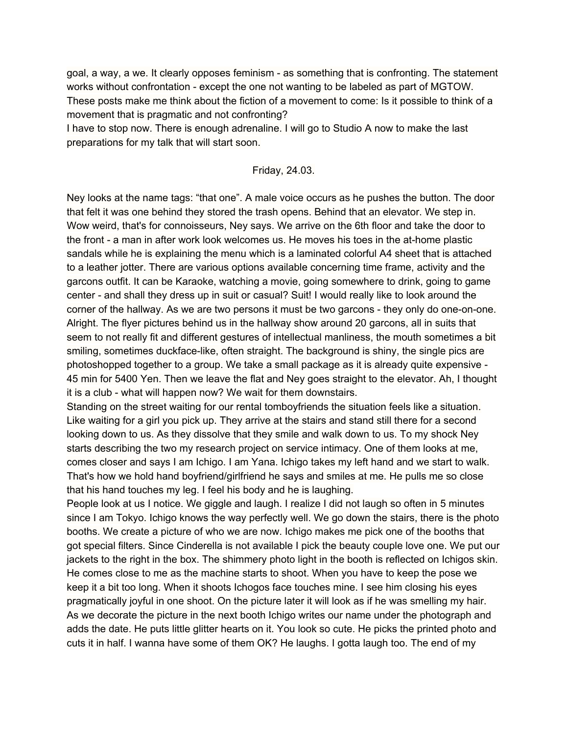goal, a way, a we. It clearly opposes feminism - as something that is confronting. The statement works without confrontation - except the one not wanting to be labeled as part of MGTOW. These posts make me think about the fiction of a movement to come: Is it possible to think of a movement that is pragmatic and not confronting?
I have to stop now. There is enough adrenaline. I will go to Studio A now to make the last preparations for my talk that will start soon.

Friday, 24.03.

Ney looks at the name tags: “that one”. A male voice occurs as he pushes the button. The door that felt it was one behind they stored the trash opens. Behind that an elevator. We step in. Wow weird, that's for connoisseurs, Ney says. We arrive on the 6th floor and take the door to the front - a man in after work look welcomes us. He moves his toes in the at-home plastic sandals while he is explaining the menu which is a laminated colorful A4 sheet that is attached to a leather jotter. There are various options available concerning time frame, activity and the garcons outfit. It can be Karaoke, watching a movie, going somewhere to drink, going to game center - and shall they dress up in suit or casual? Suit! I would really like to look around the corner of the hallway. As we are two persons it must be two garcons - they only do one-on-one. Alright. The flyer pictures behind us in the hallway show around 20 garcons, all in suits that seem to not really fit and different gestures of intellectual manliness, the mouth sometimes a bit smiling, sometimes duckface-like, often straight. The background is shiny, the single pics are photoshopped together to a group. We take a small package as it is already quite expensive - 45 min for 5400 Yen. Then we leave the flat and Ney goes straight to the elevator. Ah, I thought it is a club - what will happen now? We wait for them downstairs.
Standing on the street waiting for our rental tomboyfriends the situation feels like a situation. Like waiting for a girl you pick up. They arrive at the stairs and stand still there for a second looking down to us. As they dissolve that they smile and walk down to us. To my shock Ney starts describing the two my research project on service intimacy. One of them looks at me, comes closer and says I am Ichigo. I am Yana. Ichigo takes my left hand and we start to walk. That's how we hold hand boyfriend/girlfriend he says and smiles at me. He pulls me so close that his hand touches my leg. I feel his body and he is laughing.
People look at us I notice. We giggle and laugh. I realize I did not laugh so often in 5 minutes since I am Tokyo. Ichigo knows the way perfectly well. We go down the stairs, there is the photo booths. We create a picture of who we are now. Ichigo makes me pick one of the booths that got special filters. Since Cinderella is not available I pick the beauty couple love one. We put our jackets to the right in the box. The shimmery photo light in the booth is reflected on Ichigos skin. He comes close to me as the machine starts to shoot. When you have to keep the pose we keep it a bit too long. When it shoots Ichogos face touches mine. I see him closing his eyes pragmatically joyful in one shoot. On the picture later it will look as if he was smelling my hair. As we decorate the picture in the next booth Ichigo writes our name under the photograph and adds the date. He puts little glitter hearts on it. You look so cute. He picks the printed photo and cuts it in half. I wanna have some of them OK? He laughs. I gotta laugh too. The end of my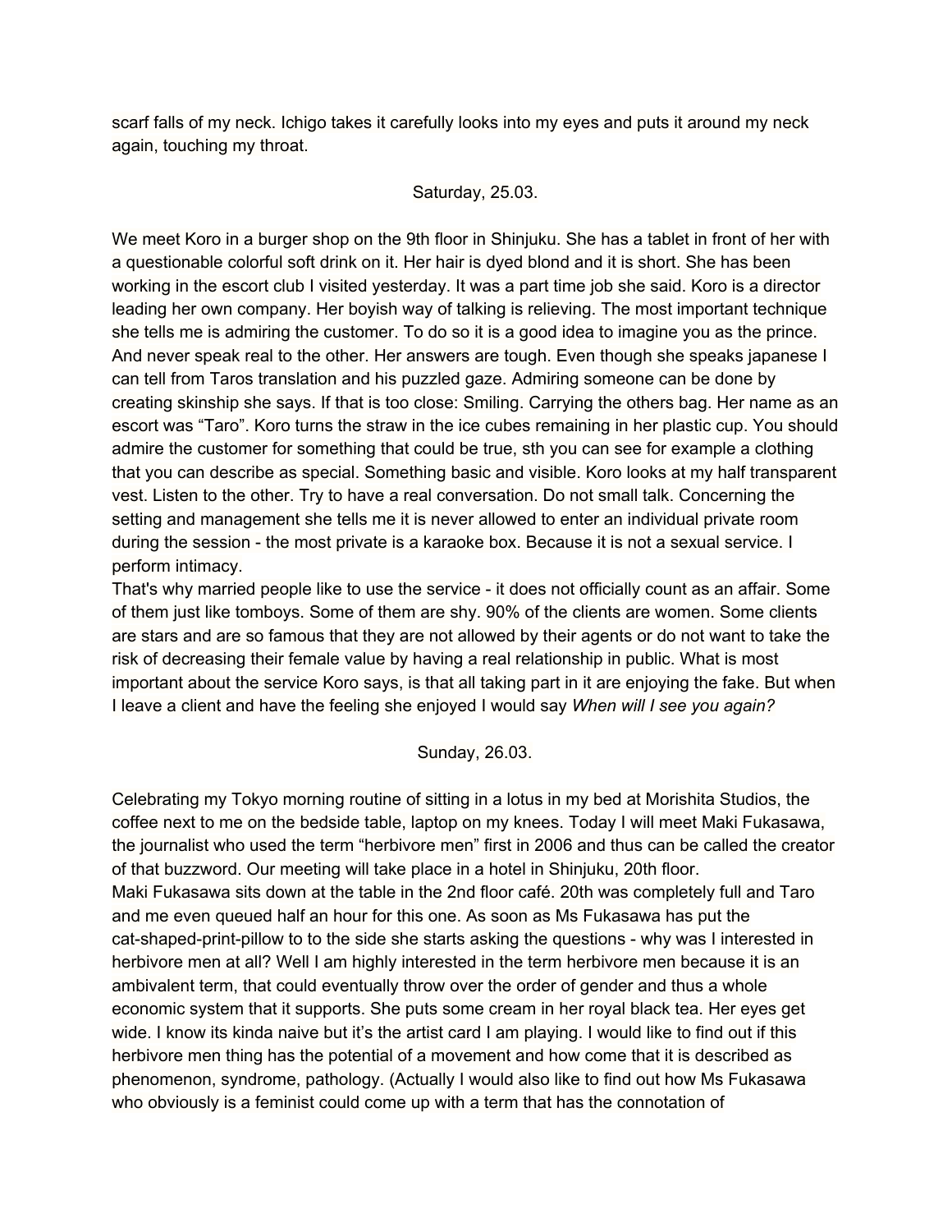scarf falls of my neck. Ichigo takes it carefully looks into my eyes and puts it around my neck again, touching my throat.

Saturday, 25.03.

We meet Koro in a burger shop on the 9th floor in Shinjuku. She has a tablet in front of her with a questionable colorful soft drink on it. Her hair is dyed blond and it is short. She has been working in the escort club I visited yesterday. It was a part time job she said. Koro is a director leading her own company. Her boyish way of talking is relieving. The most important technique she tells me is admiring the customer. To do so it is a good idea to imagine you as the prince. And never speak real to the other. Her answers are tough. Even though she speaks japanese I can tell from Taros translation and his puzzled gaze. Admiring someone can be done by creating skinship she says. If that is too close: Smiling. Carrying the others bag. Her name as an escort was "Taro". Koro turns the straw in the ice cubes remaining in her plastic cup. You should admire the customer for something that could be true, sth you can see for example a clothing that you can describe as special. Something basic and visible. Koro looks at my half transparent vest. Listen to the other. Try to have a real conversation. Do not small talk. Concerning the setting and management she tells me it is never allowed to enter an individual private room during the session - the most private is a karaoke box. Because it is not a sexual service. I perform intimacy.
That's why married people like to use the service - it does not officially count as an affair. Some of them just like tomboys. Some of them are shy. 90% of the clients are women. Some clients are stars and are so famous that they are not allowed by their agents or do not want to take the risk of decreasing their female value by having a real relationship in public. What is most important about the service Koro says, is that all taking part in it are enjoying the fake. But when I leave a client and have the feeling she enjoyed I would say *When will I see you again?*

Sunday, 26.03.

Celebrating my Tokyo morning routine of sitting in a lotus in my bed at Morishita Studios, the coffee next to me on the bedside table, laptop on my knees. Today I will meet Maki Fukasawa, the journalist who used the term "herbivore men" first in 2006 and thus can be called the creator of that buzzword. Our meeting will take place in a hotel in Shinjuku, 20th floor.
Maki Fukasawa sits down at the table in the 2nd floor café. 20th was completely full and Taro and me even queued half an hour for this one. As soon as Ms Fukasawa has put the cat-shaped-print-pillow to to the side she starts asking the questions - why was I interested in herbivore men at all? Well I am highly interested in the term herbivore men because it is an ambivalent term, that could eventually throw over the order of gender and thus a whole economic system that it supports. She puts some cream in her royal black tea. Her eyes get wide. I know its kinda naive but it's the artist card I am playing. I would like to find out if this herbivore men thing has the potential of a movement and how come that it is described as phenomenon, syndrome, pathology. (Actually I would also like to find out how Ms Fukasawa who obviously is a feminist could come up with a term that has the connotation of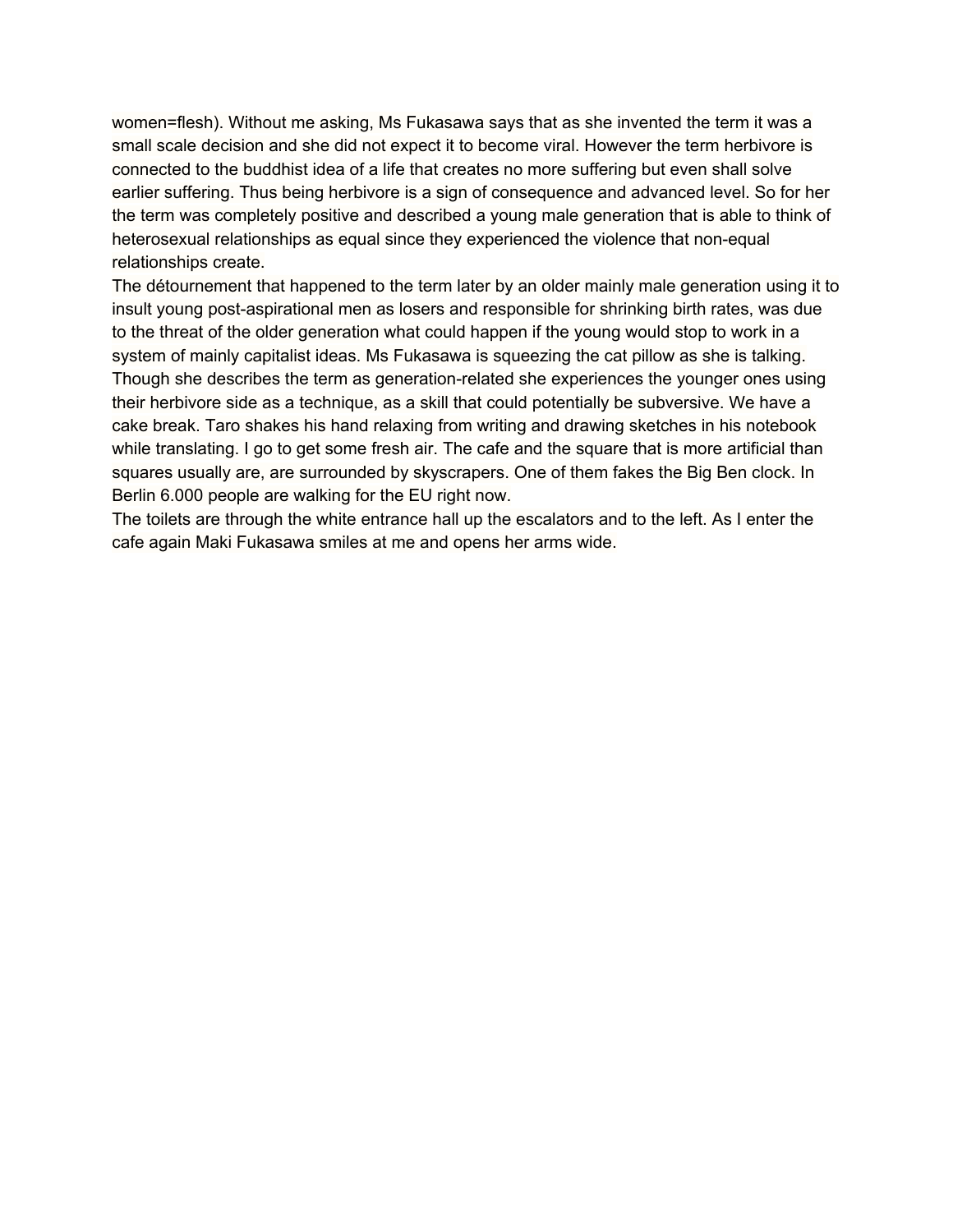women=flesh). Without me asking, Ms Fukasawa says that as she invented the term it was a small scale decision and she did not expect it to become viral. However the term herbivore is connected to the buddhist idea of a life that creates no more suffering but even shall solve earlier suffering. Thus being herbivore is a sign of consequence and advanced level. So for her the term was completely positive and described a young male generation that is able to think of heterosexual relationships as equal since they experienced the violence that non-equal relationships create.

The détournement that happened to the term later by an older mainly male generation using it to insult young post-aspirational men as losers and responsible for shrinking birth rates, was due to the threat of the older generation what could happen if the young would stop to work in a system of mainly capitalist ideas. Ms Fukasawa is squeezing the cat pillow as she is talking. Though she describes the term as generation-related she experiences the younger ones using their herbivore side as a technique, as a skill that could potentially be subversive. We have a cake break. Taro shakes his hand relaxing from writing and drawing sketches in his notebook while translating. I go to get some fresh air. The cafe and the square that is more artificial than squares usually are, are surrounded by skyscrapers. One of them fakes the Big Ben clock. In Berlin 6.000 people are walking for the EU right now.

The toilets are through the white entrance hall up the escalators and to the left. As I enter the cafe again Maki Fukasawa smiles at me and opens her arms wide.